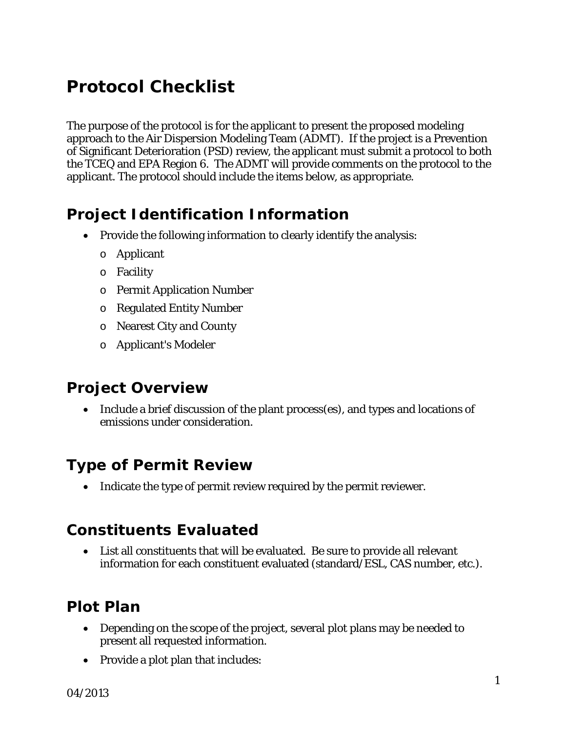# Protocol Checklist

The purpose of the protocol is for the applicant to present the proposed modeling approach to the Air Dispersion Modeling Team (ADMT). If the project is a Prevention of Significant Deterioration (PSD) review, the applicant must submit a protocol to both the TCEQ and EPA Region 6. The ADMT will provide comments on the protocol to the applicant. The protocol should include the items below, as appropriate.

## Project Identification Information

- Provide the following information to clearly identify the analysis:
  - Applicant
  - Facility
  - Permit Application Number
  - Regulated Entity Number
  - Nearest City and County
  - Applicant's Modeler

## Project Overview

- Include a brief discussion of the plant process(es), and types and locations of emissions under consideration.

## Type of Permit Review

- Indicate the type of permit review required by the permit reviewer.

## Constituents Evaluated

- List all constituents that will be evaluated. Be sure to provide all relevant information for each constituent evaluated (standard/ESL, CAS number, etc.).

## Plot Plan

- Depending on the scope of the project, several plot plans may be needed to present all requested information.
- Provide a plot plan that includes:

04/2013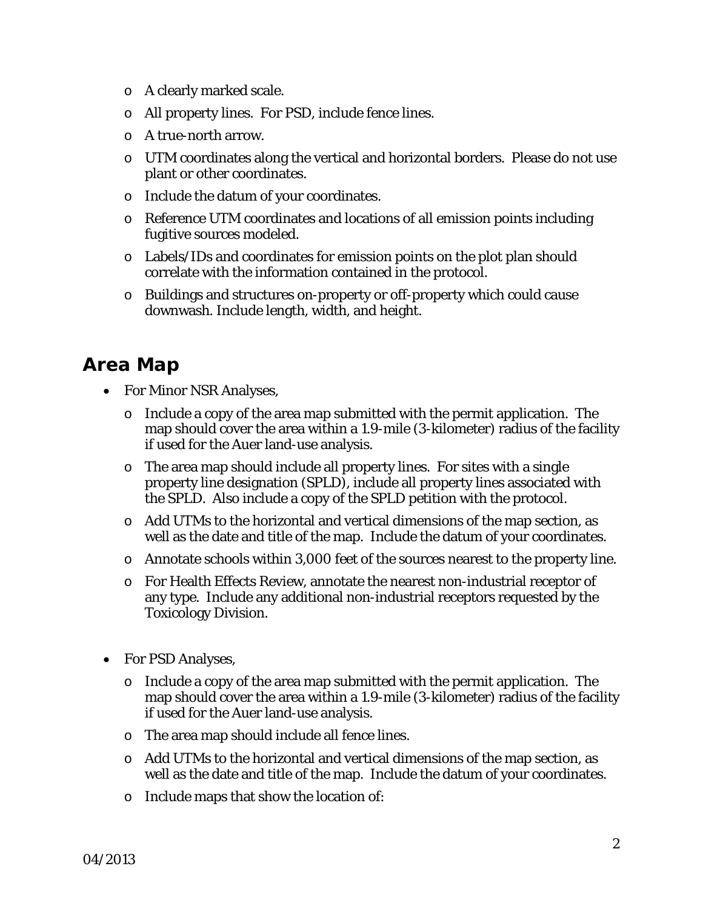- A clearly marked scale.
- All property lines. For PSD, include fence lines.
- A true-north arrow.
- UTM coordinates along the vertical and horizontal borders. Please do not use plant or other coordinates.
- Include the datum of your coordinates.
- Reference UTM coordinates and locations of all emission points including fugitive sources modeled.
- Labels/IDs and coordinates for emission points on the plot plan should correlate with the information contained in the protocol.
- Buildings and structures on-property or off-property which could cause downwash. Include length, width, and height.

## Area Map

- For Minor NSR Analyses,
  - Include a copy of the area map submitted with the permit application. The map should cover the area within a 1.9-mile (3-kilometer) radius of the facility if used for the Auer land-use analysis.
  - The area map should include all property lines. For sites with a single property line designation (SPLD), include all property lines associated with the SPLD. Also include a copy of the SPLD petition with the protocol.
  - Add UTMs to the horizontal and vertical dimensions of the map section, as well as the date and title of the map. Include the datum of your coordinates.
  - Annotate schools within 3,000 feet of the sources nearest to the property line.
  - For Health Effects Review, annotate the nearest non-industrial receptor of any type. Include any additional non-industrial receptors requested by the Toxicology Division.

- For PSD Analyses,
  - Include a copy of the area map submitted with the permit application. The map should cover the area within a 1.9-mile (3-kilometer) radius of the facility if used for the Auer land-use analysis.
  - The area map should include all fence lines.
  - Add UTMs to the horizontal and vertical dimensions of the map section, as well as the date and title of the map. Include the datum of your coordinates.
  - Include maps that show the location of: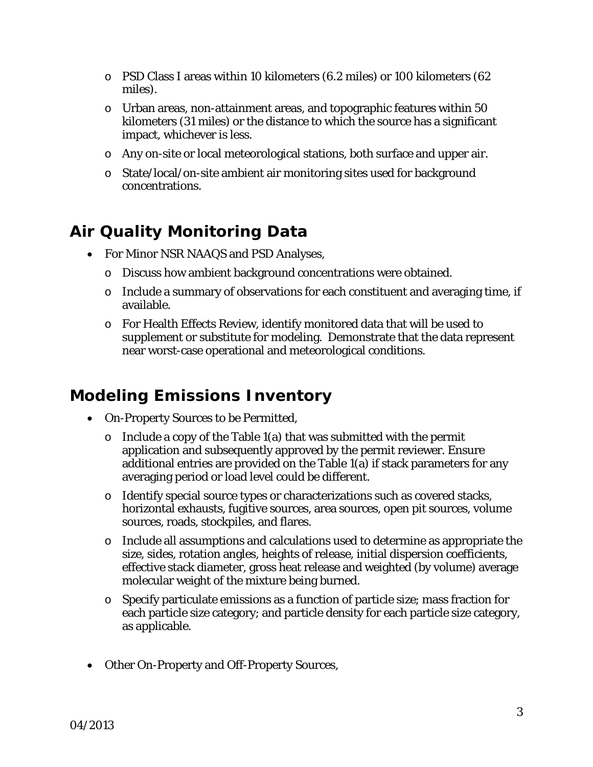- PSD Class I areas within 10 kilometers (6.2 miles) or 100 kilometers (62 miles).
  - Urban areas, non-attainment areas, and topographic features within 50 kilometers (31 miles) or the distance to which the source has a significant impact, whichever is less.
  - Any on-site or local meteorological stations, both surface and upper air.
  - State/local/on-site ambient air monitoring sites used for background concentrations.

## Air Quality Monitoring Data

- For Minor NSR NAAQS and PSD Analyses,
  - Discuss how ambient background concentrations were obtained.
  - Include a summary of observations for each constituent and averaging time, if available.
  - For Health Effects Review, identify monitored data that will be used to supplement or substitute for modeling. Demonstrate that the data represent near worst-case operational and meteorological conditions.

## Modeling Emissions Inventory

- On-Property Sources to be Permitted,
  - Include a copy of the Table 1(a) that was submitted with the permit application and subsequently approved by the permit reviewer. Ensure additional entries are provided on the Table 1(a) if stack parameters for any averaging period or load level could be different.
  - Identify special source types or characterizations such as covered stacks, horizontal exhausts, fugitive sources, area sources, open pit sources, volume sources, roads, stockpiles, and flares.
  - Include all assumptions and calculations used to determine as appropriate the size, sides, rotation angles, heights of release, initial dispersion coefficients, effective stack diameter, gross heat release and weighted (by volume) average molecular weight of the mixture being burned.
  - Specify particulate emissions as a function of particle size; mass fraction for each particle size category; and particle density for each particle size category, as applicable.

- Other On-Property and Off-Property Sources,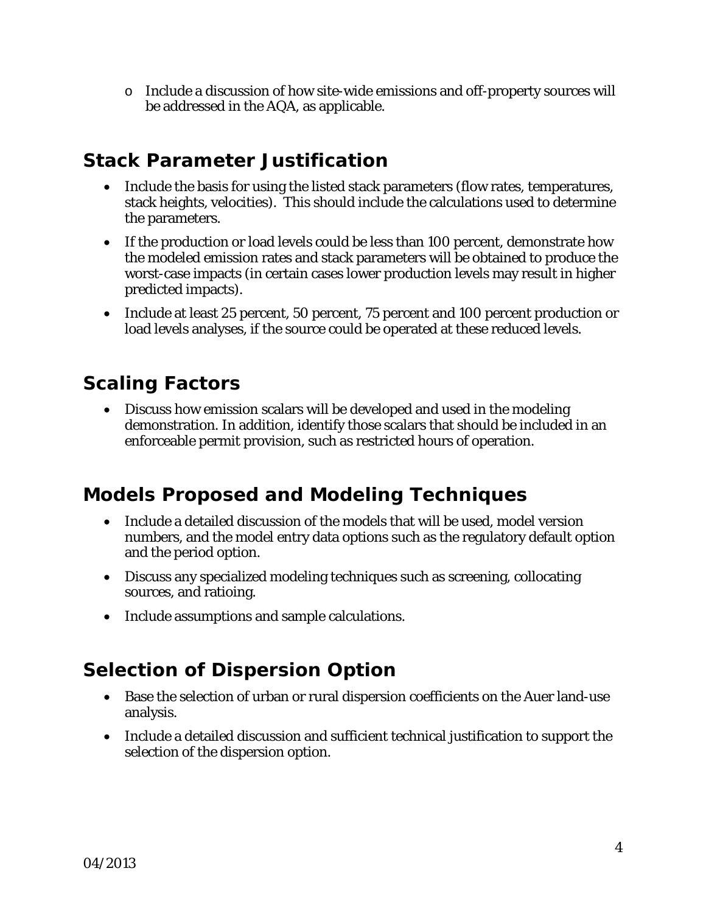- Include a discussion of how site-wide emissions and off-property sources will be addressed in the AQA, as applicable.

## Stack Parameter Justification

- Include the basis for using the listed stack parameters (flow rates, temperatures, stack heights, velocities). This should include the calculations used to determine the parameters.
- If the production or load levels could be less than 100 percent, demonstrate how the modeled emission rates and stack parameters will be obtained to produce the worst-case impacts (in certain cases lower production levels may result in higher predicted impacts).
- Include at least 25 percent, 50 percent, 75 percent and 100 percent production or load levels analyses, if the source could be operated at these reduced levels.

## Scaling Factors

- Discuss how emission scalars will be developed and used in the modeling demonstration. In addition, identify those scalars that should be included in an enforceable permit provision, such as restricted hours of operation.

## Models Proposed and Modeling Techniques

- Include a detailed discussion of the models that will be used, model version numbers, and the model entry data options such as the regulatory default option and the period option.
- Discuss any specialized modeling techniques such as screening, collocating sources, and ratioing.
- Include assumptions and sample calculations.

## Selection of Dispersion Option

- Base the selection of urban or rural dispersion coefficients on the Auer land-use analysis.
- Include a detailed discussion and sufficient technical justification to support the selection of the dispersion option.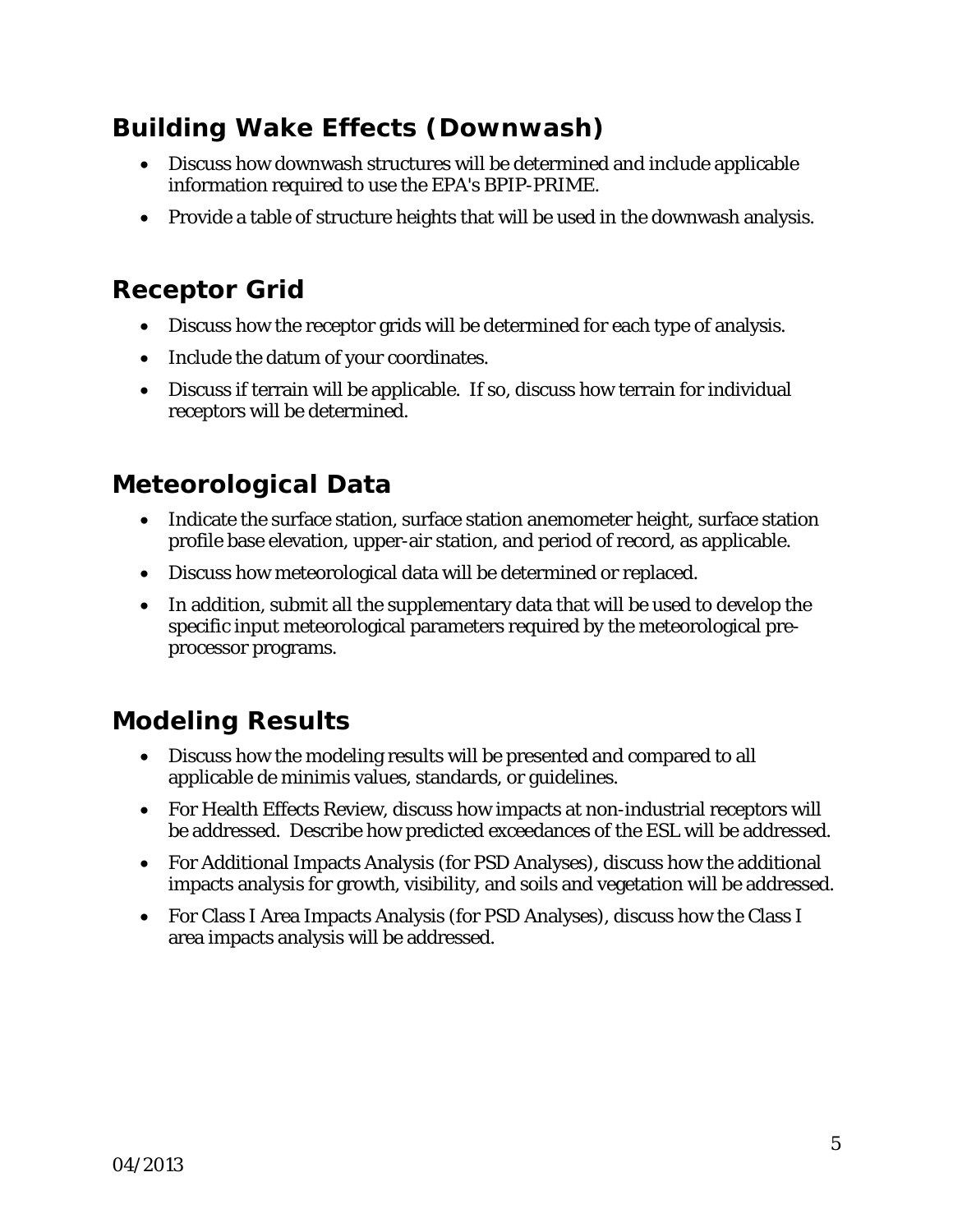## Building Wake Effects (Downwash)

- Discuss how downwash structures will be determined and include applicable information required to use the EPA's BPIP-PRIME.
- Provide a table of structure heights that will be used in the downwash analysis.

## Receptor Grid

- Discuss how the receptor grids will be determined for each type of analysis.
- Include the datum of your coordinates.
- Discuss if terrain will be applicable. If so, discuss how terrain for individual receptors will be determined.

## Meteorological Data

- Indicate the surface station, surface station anemometer height, surface station profile base elevation, upper-air station, and period of record, as applicable.
- Discuss how meteorological data will be determined or replaced.
- In addition, submit all the supplementary data that will be used to develop the specific input meteorological parameters required by the meteorological pre-processor programs.

## Modeling Results

- Discuss how the modeling results will be presented and compared to all applicable de minimis values, standards, or guidelines.
- For Health Effects Review, discuss how impacts at non-industrial receptors will be addressed. Describe how predicted exceedances of the ESL will be addressed.
- For Additional Impacts Analysis (for PSD Analyses), discuss how the additional impacts analysis for growth, visibility, and soils and vegetation will be addressed.
- For Class I Area Impacts Analysis (for PSD Analyses), discuss how the Class I area impacts analysis will be addressed.